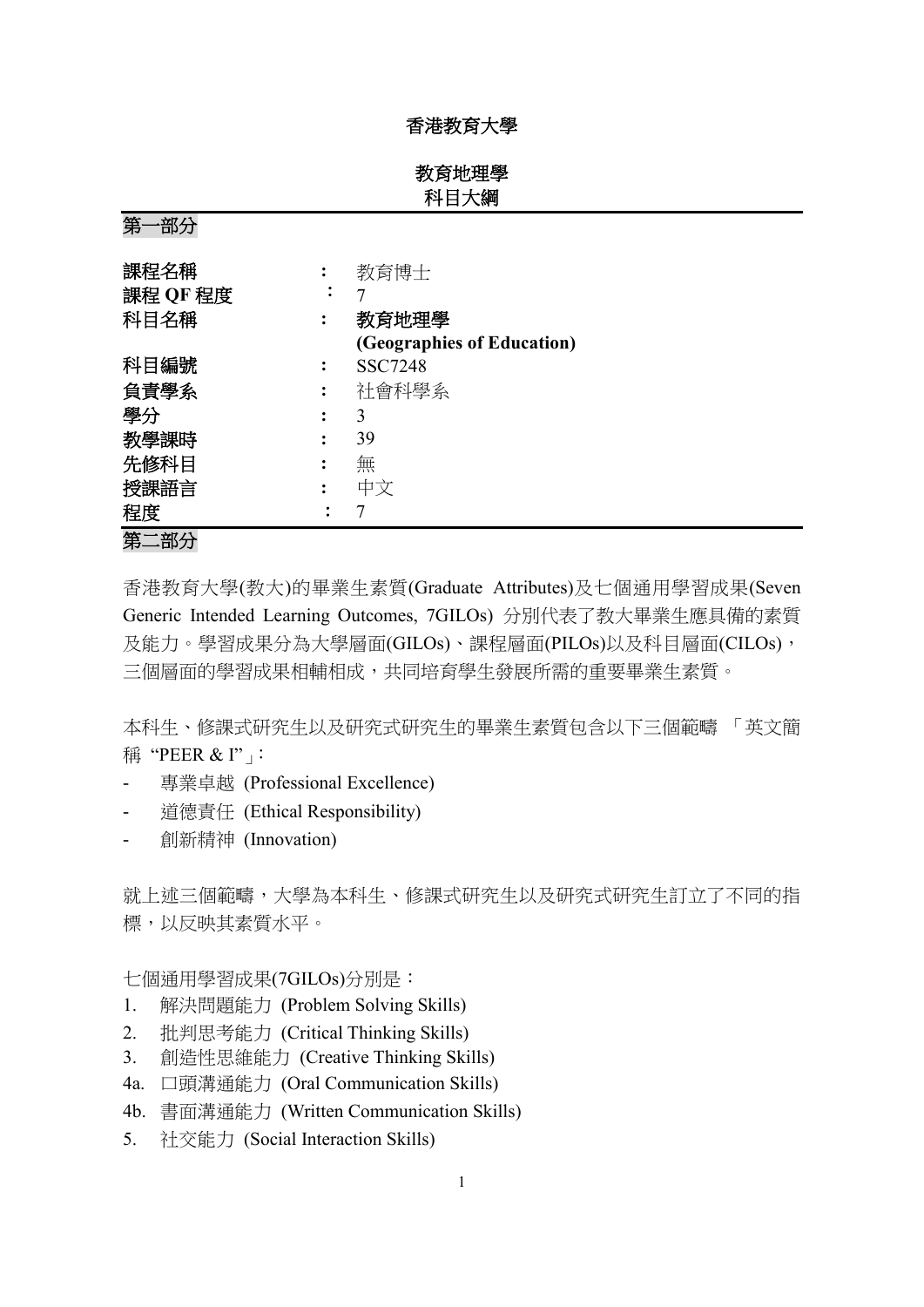# 香港教育大學

## 教育地理學
## 科目大綱

### 第一部分

| | | |
|---|---|---|
| **課程名稱** | **:** | 教育博士 |
| **課程 QF 程度** | **:** | 7 |
| **科目名稱** | **:** | **教育地理學 (Geographies of Education)** |
| **科目編號** | **:** | SSC7248 |
| **負責學系** | **:** | 社會科學系 |
| **學分** | **:** | 3 |
| **教學課時** | **:** | 39 |
| **先修科目** | **:** | 無 |
| **授課語言** | **:** | 中文 |
| **程度** | **:** | 7 |

### 第二部分

香港教育大學(教大)的畢業生素質(Graduate Attributes)及七個通用學習成果(Seven Generic Intended Learning Outcomes, 7GILOs) 分別代表了教大畢業生應具備的素質及能力。學習成果分為大學層面(GILOs)、課程層面(PILOs)以及科目層面(CILOs)，三個層面的學習成果相輔相成，共同培育學生發展所需的重要畢業生素質。

本科生、修課式研究生以及研究式研究生的畢業生素質包含以下三個範疇 「英文簡稱 "PEER & I"」:

- 專業卓越 (Professional Excellence)
- 道德責任 (Ethical Responsibility)
- 創新精神 (Innovation)

就上述三個範疇，大學為本科生、修課式研究生以及研究式研究生訂立了不同的指標，以反映其素質水平。

七個通用學習成果(7GILOs)分別是：

1. 解決問題能力 (Problem Solving Skills)
2. 批判思考能力 (Critical Thinking Skills)
3. 創造性思維能力 (Creative Thinking Skills)

4a. 口頭溝通能力 (Oral Communication Skills)

4b. 書面溝通能力 (Written Communication Skills)

5. 社交能力 (Social Interaction Skills)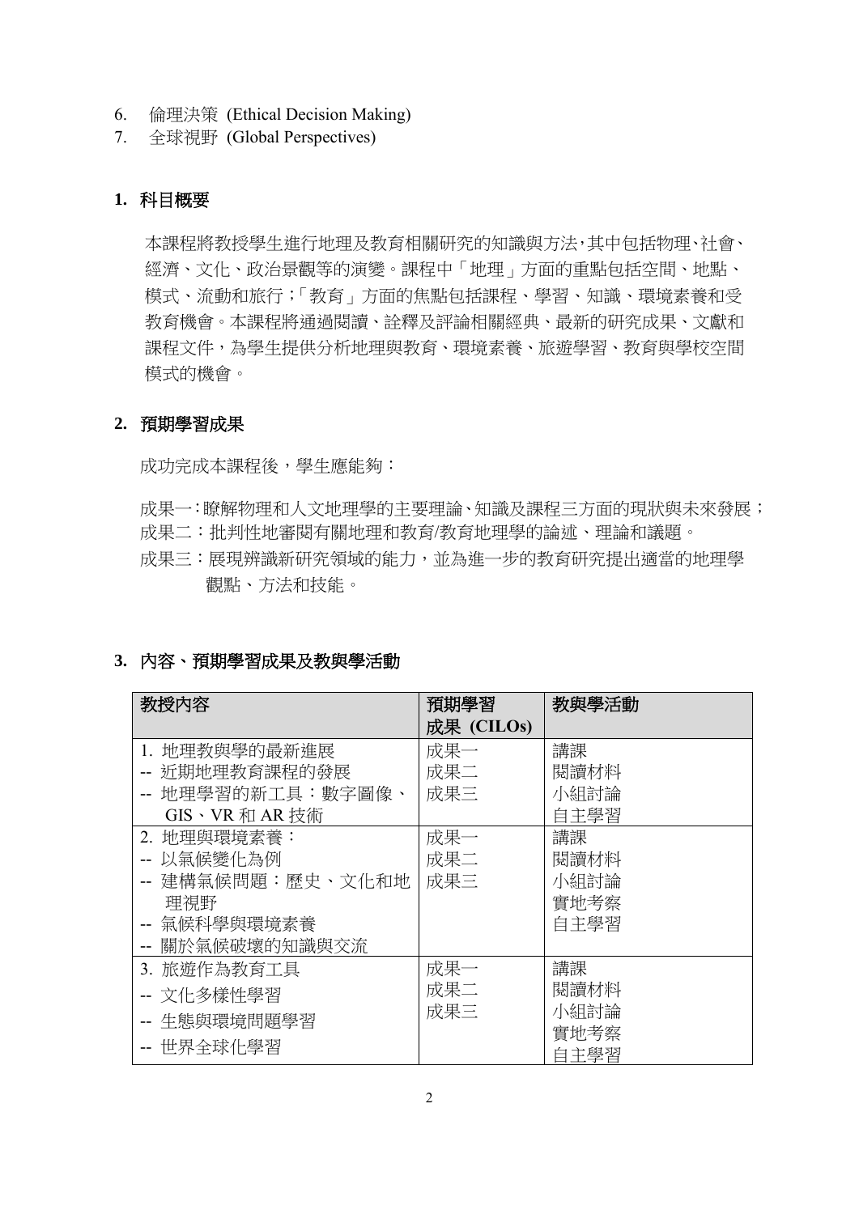6. 倫理決策 (Ethical Decision Making)
7. 全球視野 (Global Perspectives)

## 1. 科目概要

本課程將教授學生進行地理及教育相關研究的知識與方法，其中包括物理、社會、經濟、文化、政治景觀等的演變。課程中「地理」方面的重點包括空間、地點、模式、流動和旅行；「教育」方面的焦點包括課程、學習、知識、環境素養和受教育機會。本課程將通過閱讀、詮釋及評論相關經典、最新的研究成果、文獻和課程文件，為學生提供分析地理與教育、環境素養、旅遊學習、教育與學校空間模式的機會。

## 2. 預期學習成果

成功完成本課程後，學生應能夠：

成果一：瞭解物理和人文地理學的主要理論、知識及課程三方面的現狀與未來發展；
成果二：批判性地審閱有關地理和教育/教育地理學的論述、理論和議題。
成果三：展現辨識新研究領域的能力，並為進一步的教育研究提出適當的地理學觀點、方法和技能。

## 3. 內容、預期學習成果及教與學活動

| 教授內容 | 預期學習成果 (CILOs) | 教與學活動 |
|---|---|---|
| 1. 地理教與學的最新進展<br>-- 近期地理教育課程的發展<br>-- 地理學習的新工具：數字圖像、GIS、VR 和 AR 技術 | 成果一<br>成果二<br>成果三 | 講課<br>閱讀材料<br>小組討論<br>自主學習 |
| 2. 地理與環境素養：<br>-- 以氣候變化為例<br>-- 建構氣候問題：歷史、文化和地理視野<br>-- 氣候科學與環境素養<br>-- 關於氣候破壞的知識與交流 | 成果一<br>成果二<br>成果三 | 講課<br>閱讀材料<br>小組討論<br>實地考察<br>自主學習 |
| 3. 旅遊作為教育工具<br>-- 文化多樣性學習<br>-- 生態與環境問題學習<br>-- 世界全球化學習 | 成果一<br>成果二<br>成果三 | 講課<br>閱讀材料<br>小組討論<br>實地考察<br>自主學習 |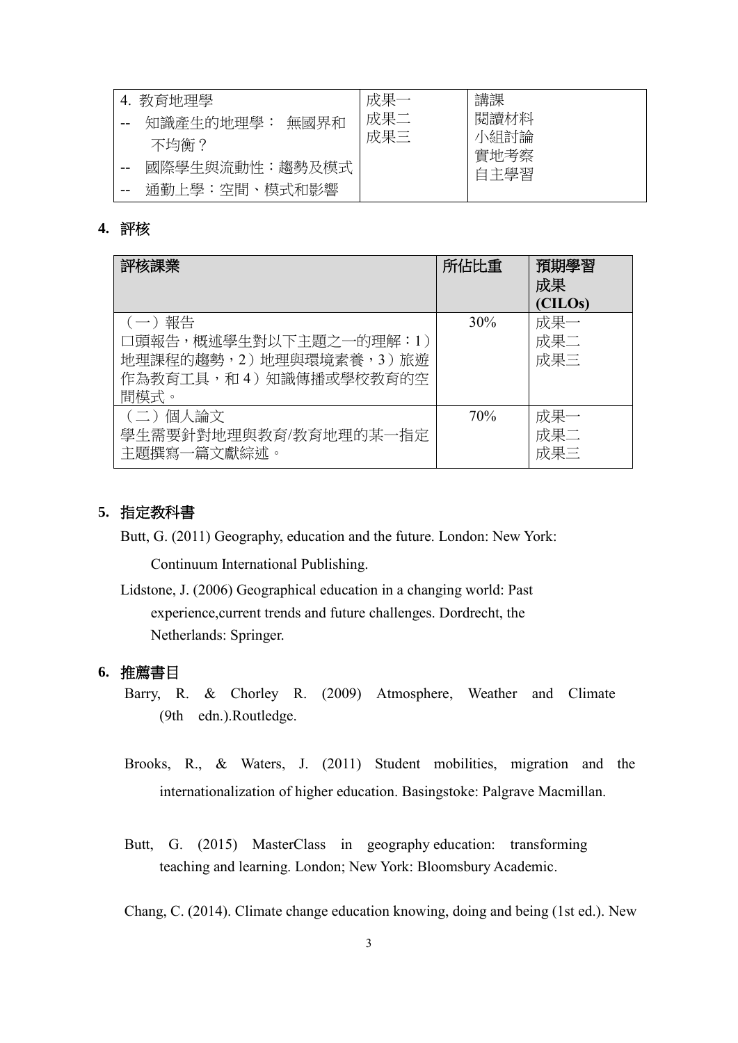| 4. 教育地理學<br>-- 知識產生的地理學： 無國界和不均衡？<br>-- 國際學生與流動性：趨勢及模式<br>-- 通勤上學：空間、模式和影響 | 成果一<br>成果二<br>成果三 | 講課<br>閱讀材料<br>小組討論<br>實地考察<br>自主學習 |
|---|---|---|

## 4. 評核

| 評核課業 | 所佔比重 | 預期學習成果 (CILOs) |
|---|---|---|
| （一）報告<br>口頭報告，概述學生對以下主題之一的理解：1）地理課程的趨勢，2）地理與環境素養，3）旅遊作為教育工具，和 4）知識傳播或學校教育的空間模式。 | 30% | 成果一<br>成果二<br>成果三 |
| （二）個人論文<br>學生需要針對地理與教育/教育地理的某一指定主題撰寫一篇文獻綜述。 | 70% | 成果一<br>成果二<br>成果三 |

## 5. 指定教科書

Butt, G. (2011) Geography, education and the future. London: New York: Continuum International Publishing.

Lidstone, J. (2006) Geographical education in a changing world: Past experience,current trends and future challenges. Dordrecht, the Netherlands: Springer.

## 6. 推薦書目

Barry, R. & Chorley R. (2009) Atmosphere, Weather and Climate (9th edn.).Routledge.

Brooks, R., & Waters, J. (2011) Student mobilities, migration and the internationalization of higher education. Basingstoke: Palgrave Macmillan.

Butt, G. (2015) MasterClass in geography education: transforming teaching and learning. London; New York: Bloomsbury Academic.

Chang, C. (2014). Climate change education knowing, doing and being (1st ed.). New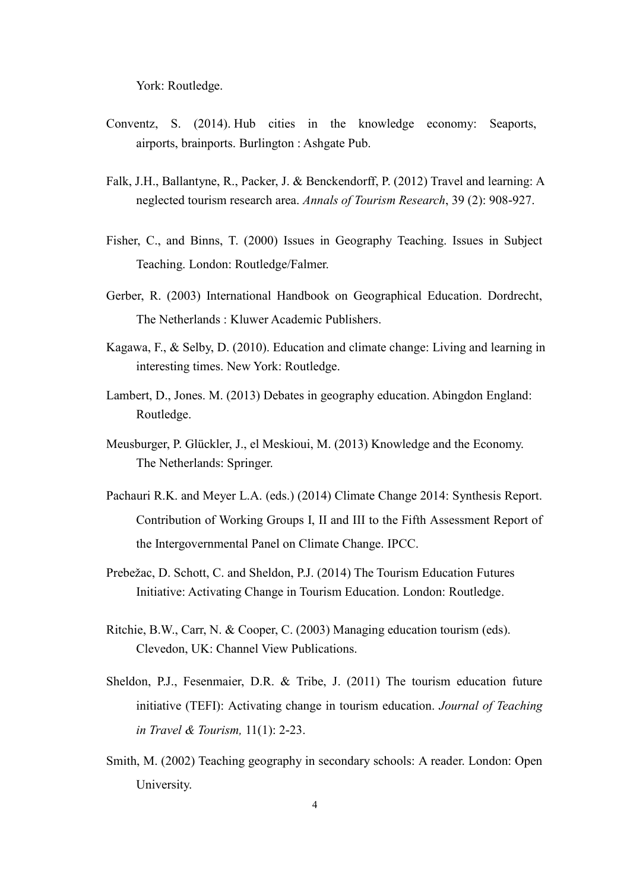York: Routledge.

Conventz, S. (2014). Hub cities in the knowledge economy: Seaports, airports, brainports. Burlington : Ashgate Pub.

Falk, J.H., Ballantyne, R., Packer, J. & Benckendorff, P. (2012) Travel and learning: A neglected tourism research area. *Annals of Tourism Research*, 39 (2): 908-927.

Fisher, C., and Binns, T. (2000) Issues in Geography Teaching. Issues in Subject Teaching. London: Routledge/Falmer.

Gerber, R. (2003) International Handbook on Geographical Education. Dordrecht, The Netherlands : Kluwer Academic Publishers.

Kagawa, F., & Selby, D. (2010). Education and climate change: Living and learning in interesting times. New York: Routledge.

Lambert, D., Jones. M. (2013) Debates in geography education. Abingdon England: Routledge.

Meusburger, P. Glückler, J., el Meskioui, M. (2013) Knowledge and the Economy. The Netherlands: Springer.

Pachauri R.K. and Meyer L.A. (eds.) (2014) Climate Change 2014: Synthesis Report. Contribution of Working Groups I, II and III to the Fifth Assessment Report of the Intergovernmental Panel on Climate Change. IPCC.

Prebežac, D. Schott, C. and Sheldon, P.J. (2014) The Tourism Education Futures Initiative: Activating Change in Tourism Education. London: Routledge.

Ritchie, B.W., Carr, N. & Cooper, C. (2003) Managing education tourism (eds). Clevedon, UK: Channel View Publications.

Sheldon, P.J., Fesenmaier, D.R. & Tribe, J. (2011) The tourism education future initiative (TEFI): Activating change in tourism education. *Journal of Teaching in Travel & Tourism,* 11(1): 2-23.

Smith, M. (2002) Teaching geography in secondary schools: A reader. London: Open University.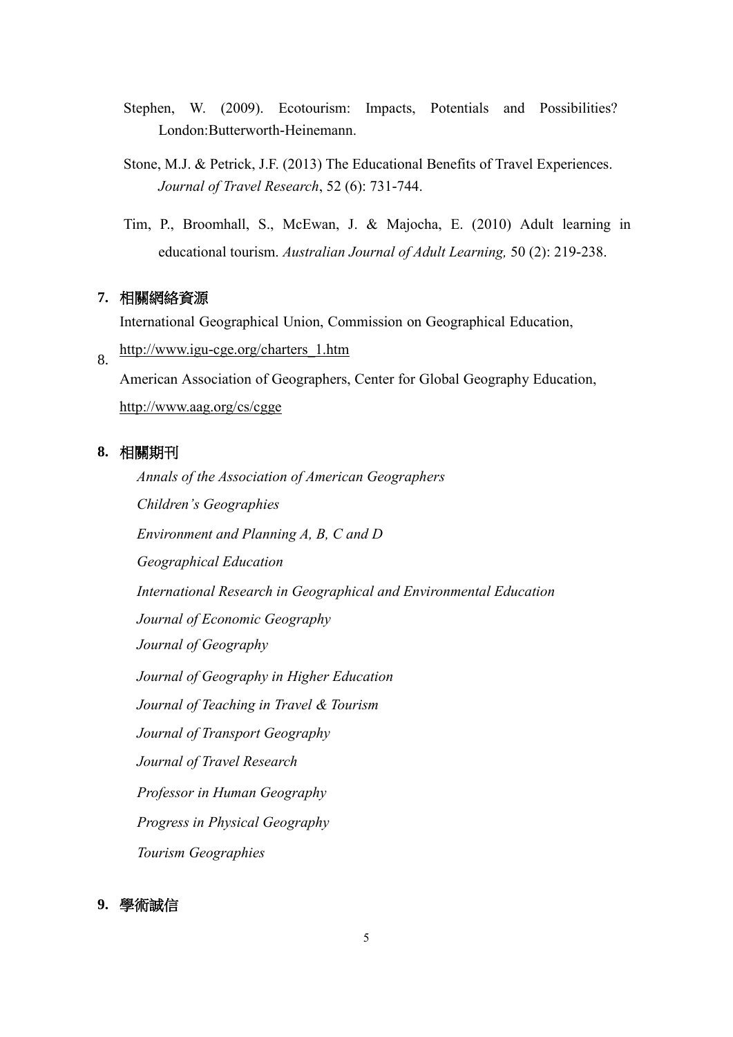Stephen, W. (2009). Ecotourism: Impacts, Potentials and Possibilities? London:Butterworth-Heinemann.

Stone, M.J. & Petrick, J.F. (2013) The Educational Benefits of Travel Experiences. *Journal of Travel Research*, 52 (6): 731-744.

Tim, P., Broomhall, S., McEwan, J. & Majocha, E. (2010) Adult learning in educational tourism. *Australian Journal of Adult Learning,* 50 (2): 219-238.

## 7. 相關網絡資源

International Geographical Union, Commission on Geographical Education,

8. http://www.igu-cge.org/charters_1.htm

American Association of Geographers, Center for Global Geography Education, http://www.aag.org/cs/cgge

## 8. 相關期刊

*Annals of the Association of American Geographers*

*Children's Geographies*

*Environment and Planning A, B, C and D*

*Geographical Education*

*International Research in Geographical and Environmental Education*

*Journal of Economic Geography*

*Journal of Geography*

*Journal of Geography in Higher Education*

*Journal of Teaching in Travel & Tourism*

*Journal of Transport Geography*

*Journal of Travel Research*

*Professor in Human Geography*

*Progress in Physical Geography*

*Tourism Geographies*

## 9. 學術誠信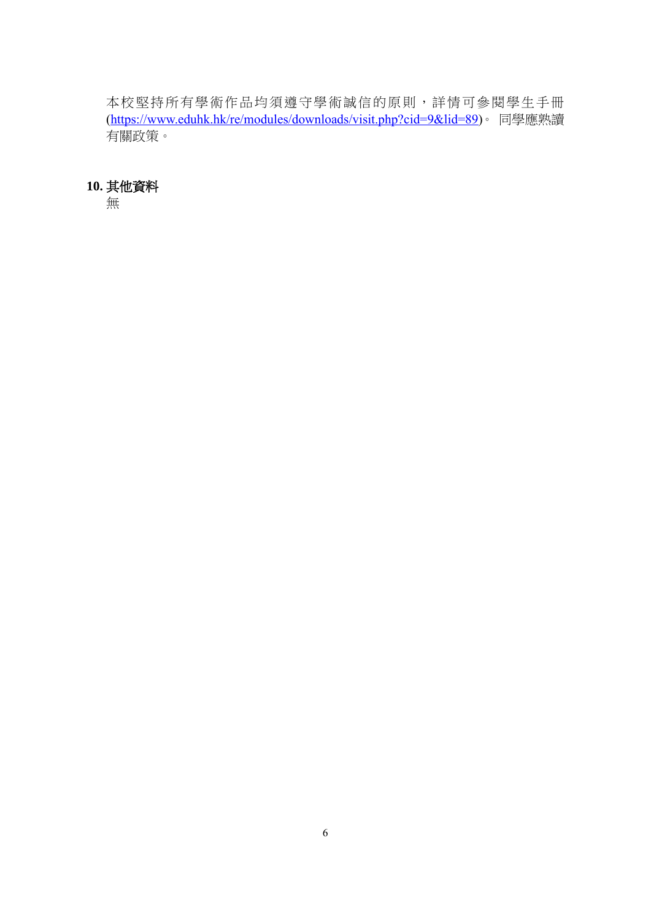本校堅持所有學術作品均須遵守學術誠信的原則，詳情可參閱學生手冊 (https://www.eduhk.hk/re/modules/downloads/visit.php?cid=9&lid=89)。 同學應熟讀有關政策。

## 10. 其他資料

無